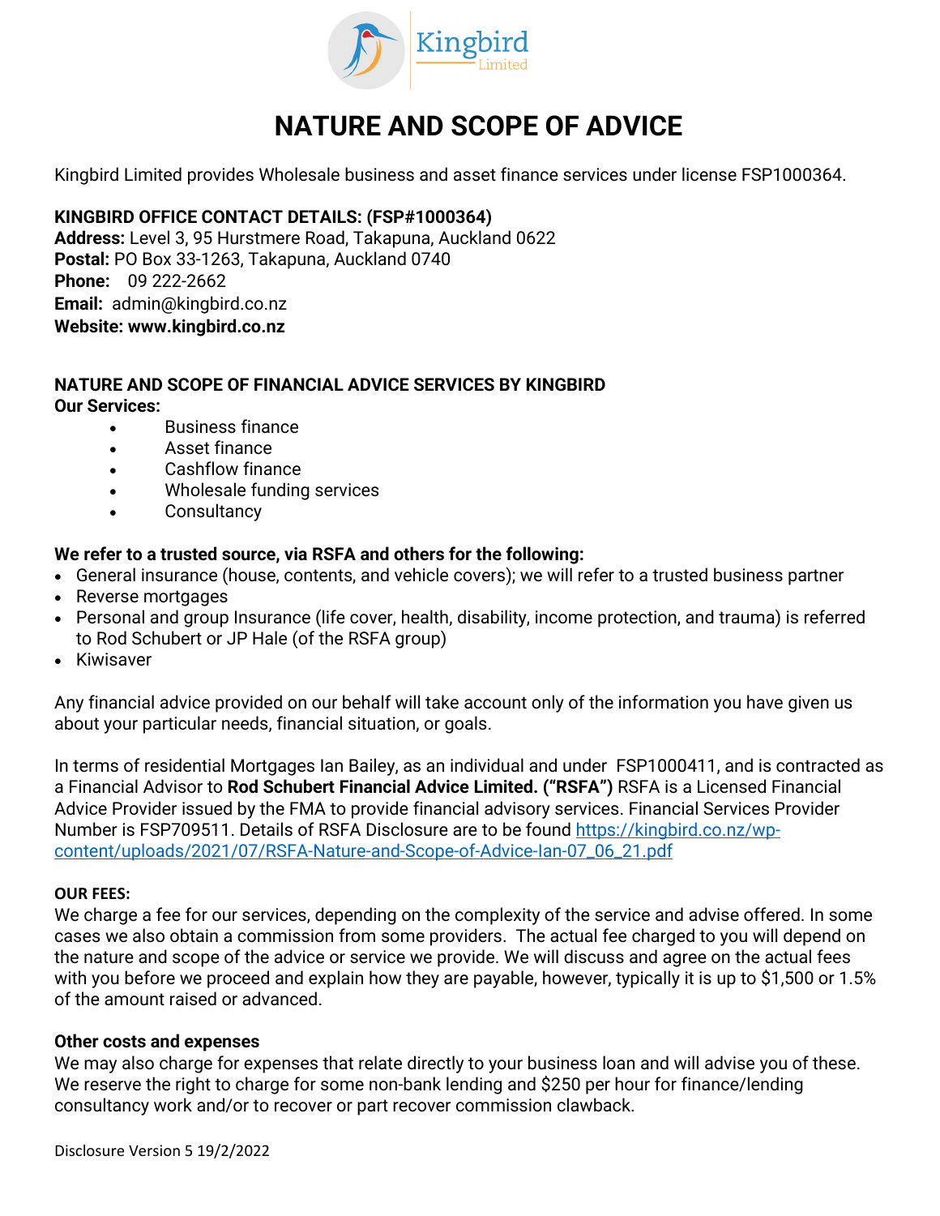# NATURE AND SCOPE OF ADVICE

Kingbird Limited provides Wholesale business and asset finance services under license FSP1000364.

**KINGBIRD OFFICE CONTACT DETAILS: (FSP#1000364)**
**Address:** Level 3, 95 Hurstmere Road, Takapuna, Auckland 0622
**Postal:** PO Box 33-1263, Takapuna, Auckland 0740
**Phone:** 09 222-2662
**Email:** admin@kingbird.co.nz
**Website: www.kingbird.co.nz**

**NATURE AND SCOPE OF FINANCIAL ADVICE SERVICES BY KINGBIRD**
**Our Services:**

- Business finance
- Asset finance
- Cashflow finance
- Wholesale funding services
- Consultancy

**We refer to a trusted source, via RSFA and others for the following:**

- General insurance (house, contents, and vehicle covers); we will refer to a trusted business partner
- Reverse mortgages
- Personal and group Insurance (life cover, health, disability, income protection, and trauma) is referred to Rod Schubert or JP Hale (of the RSFA group)
- Kiwisaver

Any financial advice provided on our behalf will take account only of the information you have given us about your particular needs, financial situation, or goals.

In terms of residential Mortgages Ian Bailey, as an individual and under FSP1000411, and is contracted as a Financial Advisor to **Rod Schubert Financial Advice Limited. ("RSFA")** RSFA is a Licensed Financial Advice Provider issued by the FMA to provide financial advisory services. Financial Services Provider Number is FSP709511. Details of RSFA Disclosure are to be found https://kingbird.co.nz/wp-content/uploads/2021/07/RSFA-Nature-and-Scope-of-Advice-Ian-07_06_21.pdf

**OUR FEES:**
We charge a fee for our services, depending on the complexity of the service and advise offered. In some cases we also obtain a commission from some providers. The actual fee charged to you will depend on the nature and scope of the advice or service we provide. We will discuss and agree on the actual fees with you before we proceed and explain how they are payable, however, typically it is up to $1,500 or 1.5% of the amount raised or advanced.

**Other costs and expenses**
We may also charge for expenses that relate directly to your business loan and will advise you of these. We reserve the right to charge for some non-bank lending and $250 per hour for finance/lending consultancy work and/or to recover or part recover commission clawback.

Disclosure Version 5 19/2/2022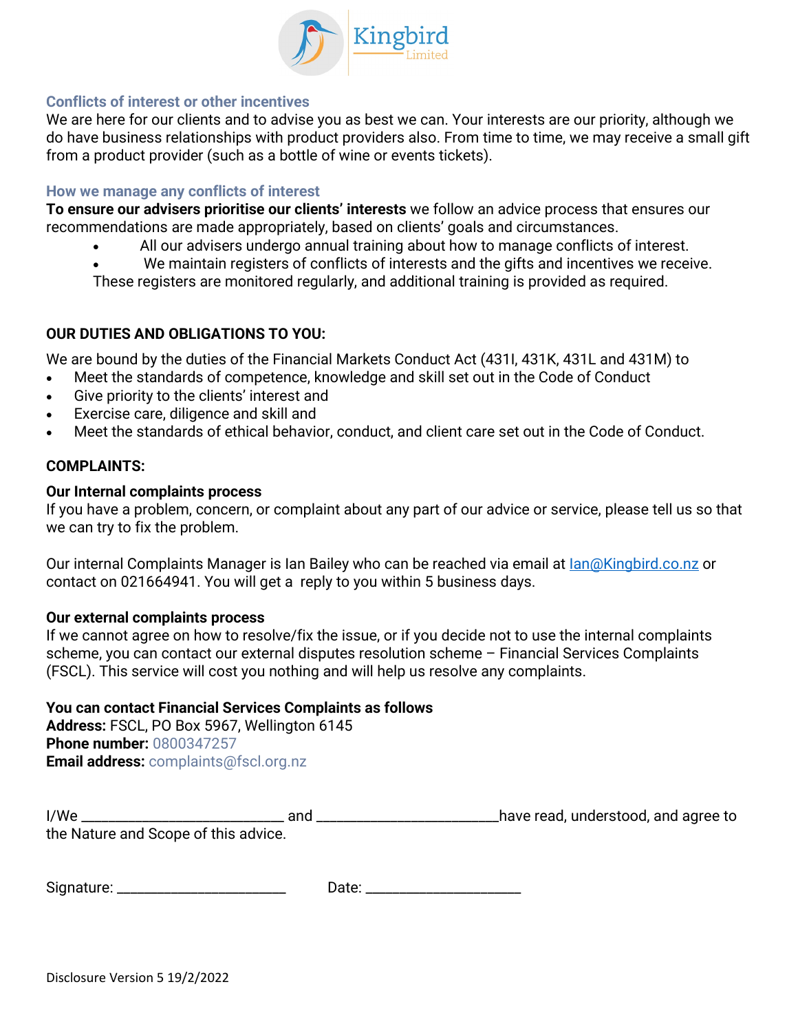### Conflicts of interest or other incentives

We are here for our clients and to advise you as best we can. Your interests are our priority, although we do have business relationships with product providers also. From time to time, we may receive a small gift from a product provider (such as a bottle of wine or events tickets).

### How we manage any conflicts of interest

**To ensure our advisers prioritise our clients' interests** we follow an advice process that ensures our recommendations are made appropriately, based on clients' goals and circumstances.

- All our advisers undergo annual training about how to manage conflicts of interest.
- We maintain registers of conflicts of interests and the gifts and incentives we receive.

These registers are monitored regularly, and additional training is provided as required.

## OUR DUTIES AND OBLIGATIONS TO YOU:

We are bound by the duties of the Financial Markets Conduct Act (431I, 431K, 431L and 431M) to

- Meet the standards of competence, knowledge and skill set out in the Code of Conduct
- Give priority to the clients' interest and
- Exercise care, diligence and skill and
- Meet the standards of ethical behavior, conduct, and client care set out in the Code of Conduct.

## COMPLAINTS:

### Our Internal complaints process

If you have a problem, concern, or complaint about any part of our advice or service, please tell us so that we can try to fix the problem.

Our internal Complaints Manager is Ian Bailey who can be reached via email at Ian@Kingbird.co.nz or contact on 021664941. You will get a reply to you within 5 business days.

### Our external complaints process

If we cannot agree on how to resolve/fix the issue, or if you decide not to use the internal complaints scheme, you can contact our external disputes resolution scheme – Financial Services Complaints (FSCL). This service will cost you nothing and will help us resolve any complaints.

**You can contact Financial Services Complaints as follows**
**Address:** FSCL, PO Box 5967, Wellington 6145
**Phone number:** 0800347257
**Email address:** complaints@fscl.org.nz

I/We ___________________________ and ________________________have read, understood, and agree to the Nature and Scope of this advice.

Signature: ______________________ Date: ____________________

Disclosure Version 5 19/2/2022